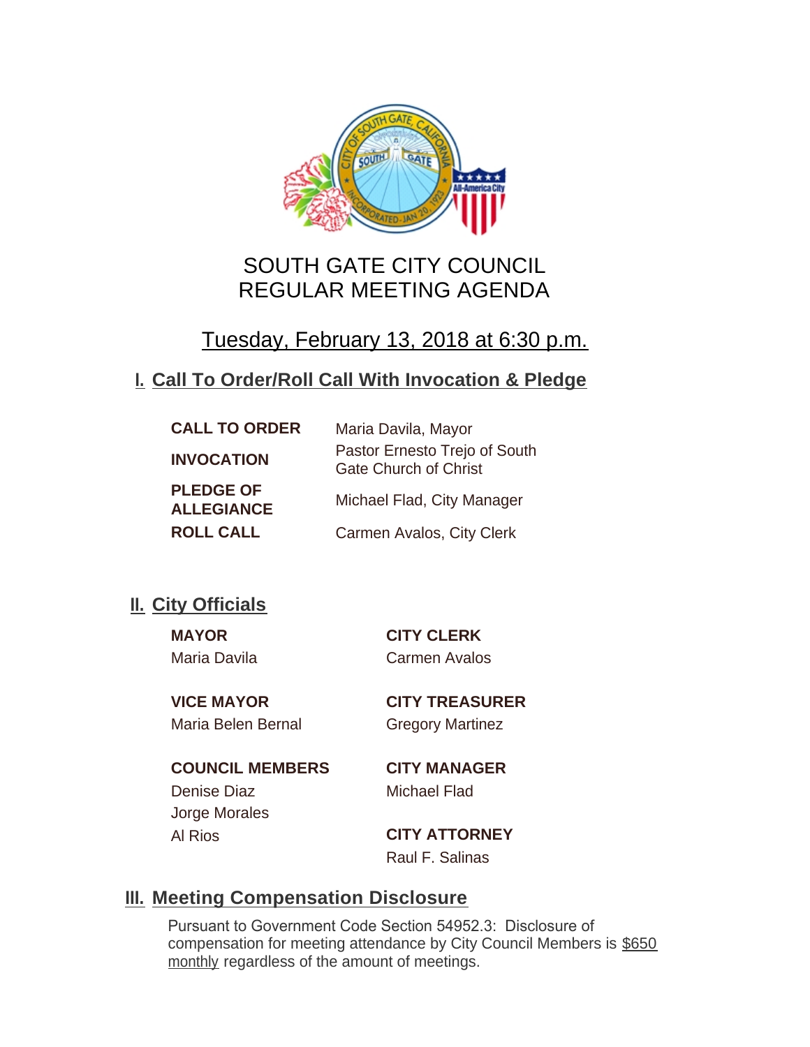# SOUTH GATE CITY COUNCIL
# REGULAR MEETING AGENDA

## Tuesday, February 13, 2018 at 6:30 p.m.

## I. Call To Order/Roll Call With Invocation & Pledge

| | |
|---|---|
| **CALL TO ORDER** | Maria Davila, Mayor |
| **INVOCATION** | Pastor Ernesto Trejo of South Gate Church of Christ |
| **PLEDGE OF ALLEGIANCE** | Michael Flad, City Manager |
| **ROLL CALL** | Carmen Avalos, City Clerk |

## II. City Officials

**MAYOR**
Maria Davila

**VICE MAYOR**
Maria Belen Bernal

**COUNCIL MEMBERS**
Denise Diaz
Jorge Morales
Al Rios

**CITY CLERK**
Carmen Avalos

**CITY TREASURER**
Gregory Martinez

**CITY MANAGER**
Michael Flad

**CITY ATTORNEY**
Raul F. Salinas

## III. Meeting Compensation Disclosure

Pursuant to Government Code Section 54952.3: Disclosure of compensation for meeting attendance by City Council Members is $650 monthly regardless of the amount of meetings.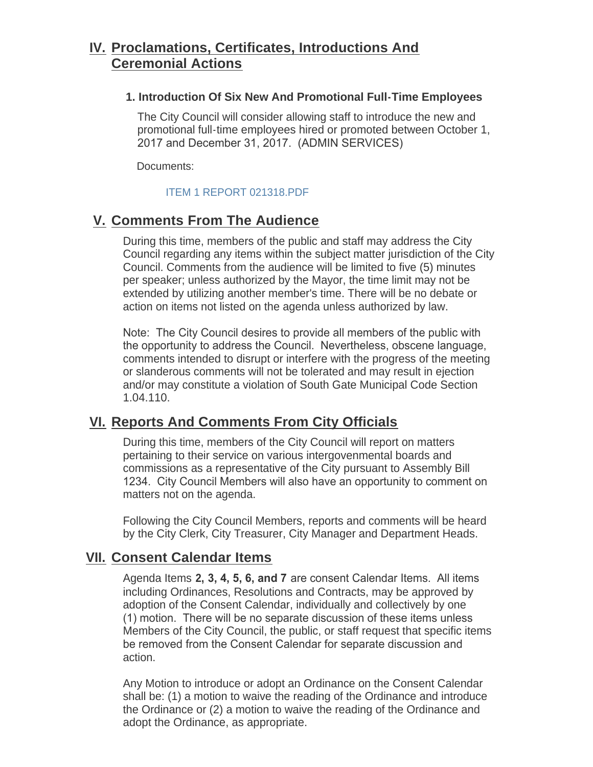## IV. Proclamations, Certificates, Introductions And Ceremonial Actions

### 1. Introduction Of Six New And Promotional Full-Time Employees

The City Council will consider allowing staff to introduce the new and promotional full-time employees hired or promoted between October 1, 2017 and December 31, 2017. (ADMIN SERVICES)

Documents:

ITEM 1 REPORT 021318.PDF

## V. Comments From The Audience

During this time, members of the public and staff may address the City Council regarding any items within the subject matter jurisdiction of the City Council. Comments from the audience will be limited to five (5) minutes per speaker; unless authorized by the Mayor, the time limit may not be extended by utilizing another member's time. There will be no debate or action on items not listed on the agenda unless authorized by law.

Note: The City Council desires to provide all members of the public with the opportunity to address the Council. Nevertheless, obscene language, comments intended to disrupt or interfere with the progress of the meeting or slanderous comments will not be tolerated and may result in ejection and/or may constitute a violation of South Gate Municipal Code Section 1.04.110.

## VI. Reports And Comments From City Officials

During this time, members of the City Council will report on matters pertaining to their service on various intergovenmental boards and commissions as a representative of the City pursuant to Assembly Bill 1234. City Council Members will also have an opportunity to comment on matters not on the agenda.

Following the City Council Members, reports and comments will be heard by the City Clerk, City Treasurer, City Manager and Department Heads.

## VII. Consent Calendar Items

Agenda Items **2, 3, 4, 5, 6, and 7** are consent Calendar Items. All items including Ordinances, Resolutions and Contracts, may be approved by adoption of the Consent Calendar, individually and collectively by one (1) motion. There will be no separate discussion of these items unless Members of the City Council, the public, or staff request that specific items be removed from the Consent Calendar for separate discussion and action.

Any Motion to introduce or adopt an Ordinance on the Consent Calendar shall be: (1) a motion to waive the reading of the Ordinance and introduce the Ordinance or (2) a motion to waive the reading of the Ordinance and adopt the Ordinance, as appropriate.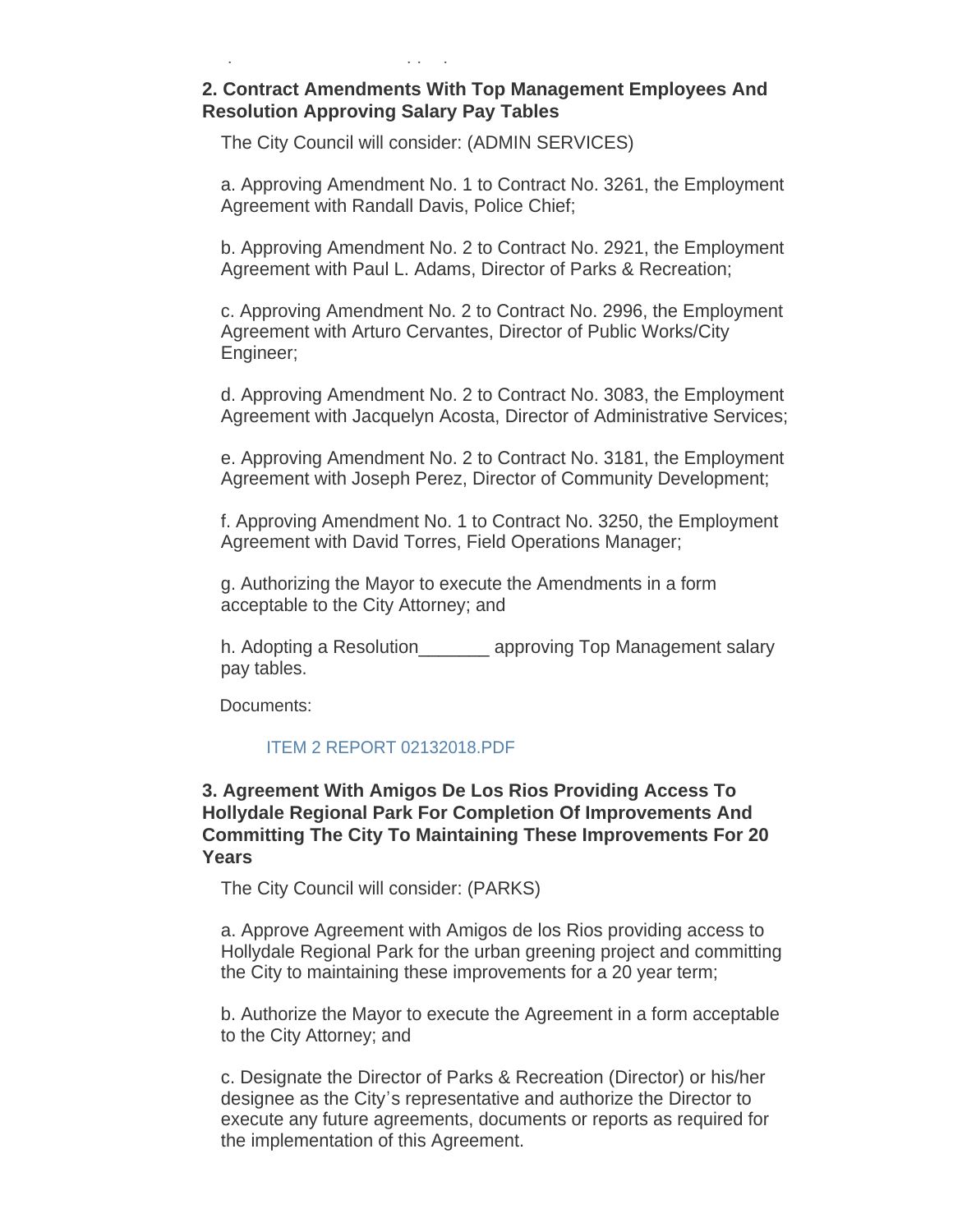### 2. Contract Amendments With Top Management Employees And Resolution Approving Salary Pay Tables

The City Council will consider: (ADMIN SERVICES)

a. Approving Amendment No. 1 to Contract No. 3261, the Employment Agreement with Randall Davis, Police Chief;

b. Approving Amendment No. 2 to Contract No. 2921, the Employment Agreement with Paul L. Adams, Director of Parks & Recreation;

c. Approving Amendment No. 2 to Contract No. 2996, the Employment Agreement with Arturo Cervantes, Director of Public Works/City Engineer;

d. Approving Amendment No. 2 to Contract No. 3083, the Employment Agreement with Jacquelyn Acosta, Director of Administrative Services;

e. Approving Amendment No. 2 to Contract No. 3181, the Employment Agreement with Joseph Perez, Director of Community Development;

f. Approving Amendment No. 1 to Contract No. 3250, the Employment Agreement with David Torres, Field Operations Manager;

g. Authorizing the Mayor to execute the Amendments in a form acceptable to the City Attorney; and

h. Adopting a Resolution_______ approving Top Management salary pay tables.

Documents:

ITEM 2 REPORT 02132018.PDF

### 3. Agreement With Amigos De Los Rios Providing Access To Hollydale Regional Park For Completion Of Improvements And Committing The City To Maintaining These Improvements For 20 Years

The City Council will consider: (PARKS)

a. Approve Agreement with Amigos de los Rios providing access to Hollydale Regional Park for the urban greening project and committing the City to maintaining these improvements for a 20 year term;

b. Authorize the Mayor to execute the Agreement in a form acceptable to the City Attorney; and

c. Designate the Director of Parks & Recreation (Director) or his/her designee as the City's representative and authorize the Director to execute any future agreements, documents or reports as required for the implementation of this Agreement.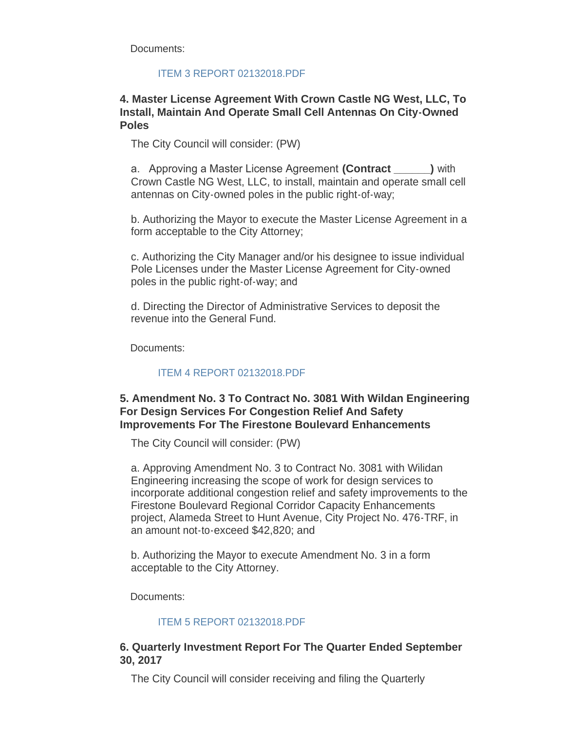Documents:

ITEM 3 REPORT 02132018.PDF

### 4. Master License Agreement With Crown Castle NG West, LLC, To Install, Maintain And Operate Small Cell Antennas On City-Owned Poles

The City Council will consider: (PW)

a. Approving a Master License Agreement **(Contract ______)** with Crown Castle NG West, LLC, to install, maintain and operate small cell antennas on City-owned poles in the public right-of-way;

b. Authorizing the Mayor to execute the Master License Agreement in a form acceptable to the City Attorney;

c. Authorizing the City Manager and/or his designee to issue individual Pole Licenses under the Master License Agreement for City-owned poles in the public right-of-way; and

d. Directing the Director of Administrative Services to deposit the revenue into the General Fund.

Documents:

ITEM 4 REPORT 02132018.PDF

### 5. Amendment No. 3 To Contract No. 3081 With Wildan Engineering For Design Services For Congestion Relief And Safety Improvements For The Firestone Boulevard Enhancements

The City Council will consider: (PW)

a. Approving Amendment No. 3 to Contract No. 3081 with Wilidan Engineering increasing the scope of work for design services to incorporate additional congestion relief and safety improvements to the Firestone Boulevard Regional Corridor Capacity Enhancements project, Alameda Street to Hunt Avenue, City Project No. 476-TRF, in an amount not-to-exceed $42,820; and

b. Authorizing the Mayor to execute Amendment No. 3 in a form acceptable to the City Attorney.

Documents:

ITEM 5 REPORT 02132018.PDF

### 6. Quarterly Investment Report For The Quarter Ended September 30, 2017

The City Council will consider receiving and filing the Quarterly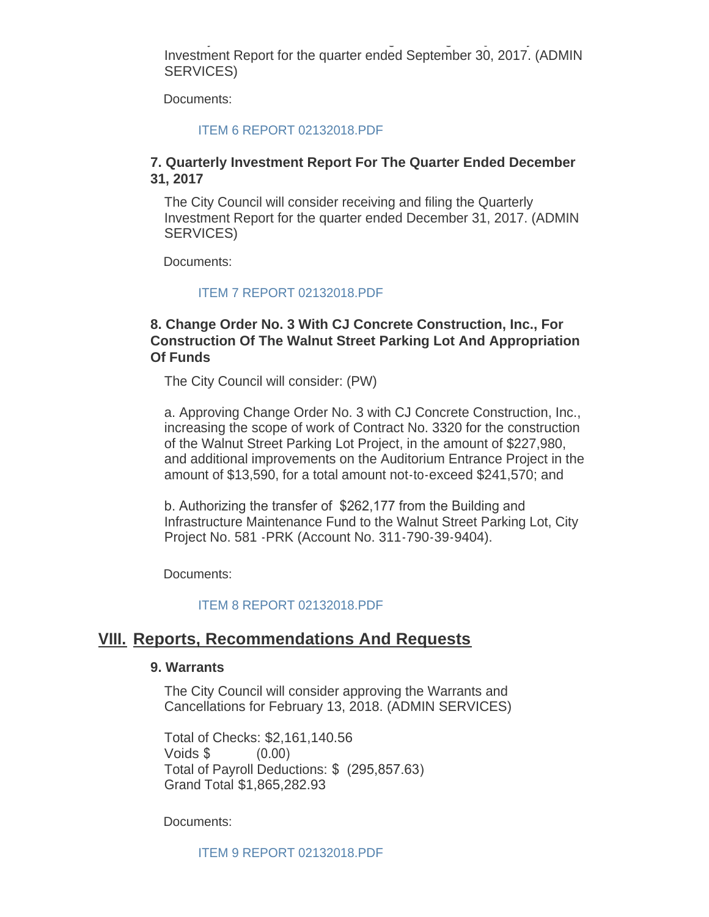Investment Report for the quarter ended September 30, 2017. (ADMIN SERVICES)

Documents:

ITEM 6 REPORT 02132018.PDF

### 7. Quarterly Investment Report For The Quarter Ended December 31, 2017

The City Council will consider receiving and filing the Quarterly Investment Report for the quarter ended December 31, 2017. (ADMIN SERVICES)

Documents:

ITEM 7 REPORT 02132018.PDF

### 8. Change Order No. 3 With CJ Concrete Construction, Inc., For Construction Of The Walnut Street Parking Lot And Appropriation Of Funds

The City Council will consider: (PW)

a. Approving Change Order No. 3 with CJ Concrete Construction, Inc., increasing the scope of work of Contract No. 3320 for the construction of the Walnut Street Parking Lot Project, in the amount of $227,980, and additional improvements on the Auditorium Entrance Project in the amount of $13,590, for a total amount not-to-exceed $241,570; and

b. Authorizing the transfer of $262,177 from the Building and Infrastructure Maintenance Fund to the Walnut Street Parking Lot, City Project No. 581 -PRK (Account No. 311-790-39-9404).

Documents:

ITEM 8 REPORT 02132018.PDF

## VIII. Reports, Recommendations And Requests

### 9. Warrants

The City Council will consider approving the Warrants and Cancellations for February 13, 2018. (ADMIN SERVICES)

Total of Checks: $2,161,140.56
Voids $ (0.00)
Total of Payroll Deductions: $ (295,857.63)
Grand Total $1,865,282.93

Documents:

ITEM 9 REPORT 02132018.PDF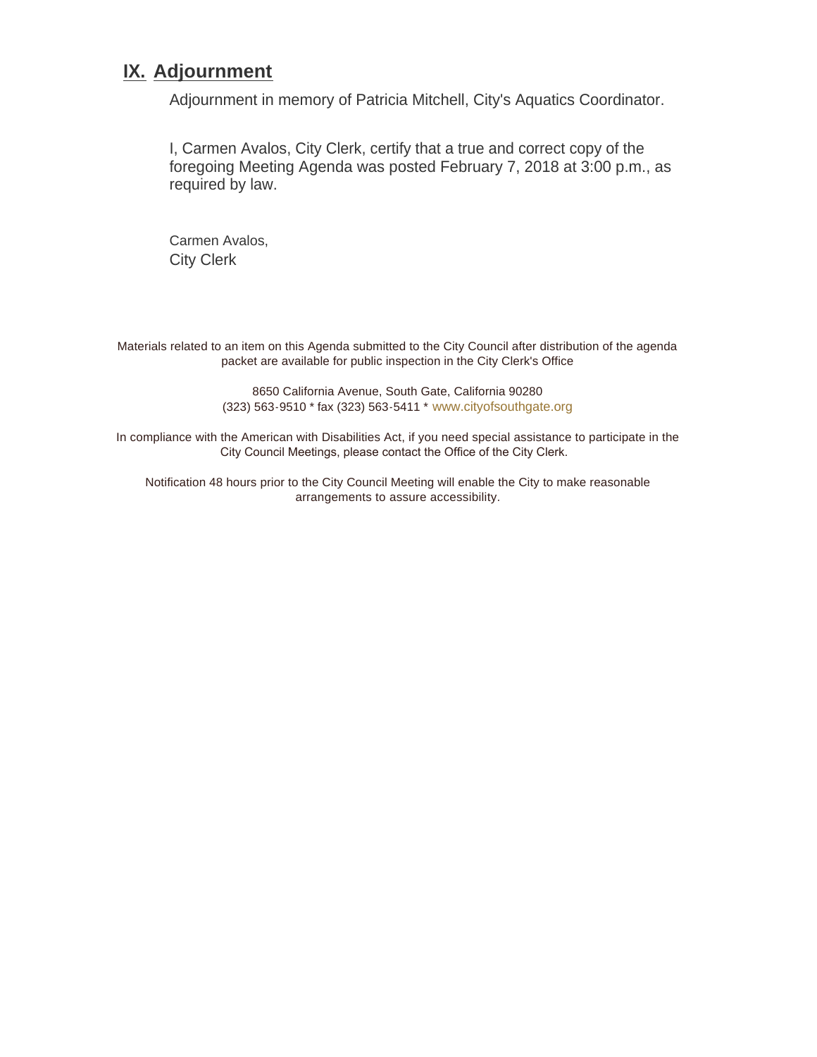## IX. Adjournment

Adjournment in memory of Patricia Mitchell, City's Aquatics Coordinator.

I, Carmen Avalos, City Clerk, certify that a true and correct copy of the foregoing Meeting Agenda was posted February 7, 2018 at 3:00 p.m., as required by law.

Carmen Avalos,
City Clerk

Materials related to an item on this Agenda submitted to the City Council after distribution of the agenda packet are available for public inspection in the City Clerk's Office

8650 California Avenue, South Gate, California 90280
(323) 563-9510 * fax (323) 563-5411 * www.cityofsouthgate.org

In compliance with the American with Disabilities Act, if you need special assistance to participate in the City Council Meetings, please contact the Office of the City Clerk.

Notification 48 hours prior to the City Council Meeting will enable the City to make reasonable arrangements to assure accessibility.